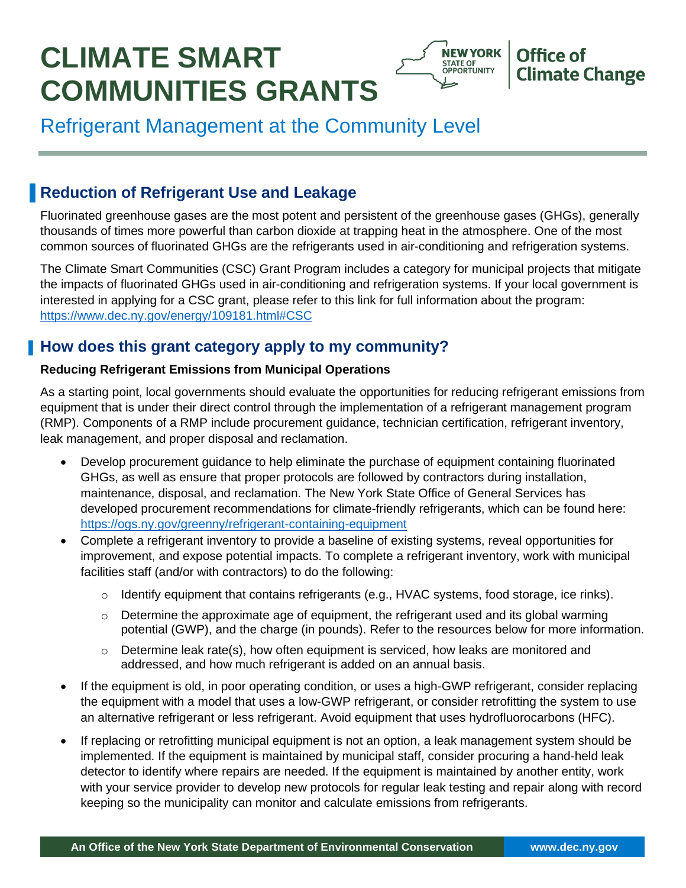# CLIMATE SMART COMMUNITIES GRANTS

NEW YORK STATE OF OPPORTUNITY | Office of Climate Change

## Refrigerant Management at the Community Level

## Reduction of Refrigerant Use and Leakage

Fluorinated greenhouse gases are the most potent and persistent of the greenhouse gases (GHGs), generally thousands of times more powerful than carbon dioxide at trapping heat in the atmosphere. One of the most common sources of fluorinated GHGs are the refrigerants used in air-conditioning and refrigeration systems.

The Climate Smart Communities (CSC) Grant Program includes a category for municipal projects that mitigate the impacts of fluorinated GHGs used in air-conditioning and refrigeration systems. If your local government is interested in applying for a CSC grant, please refer to this link for full information about the program: https://www.dec.ny.gov/energy/109181.html#CSC

## How does this grant category apply to my community?

**Reducing Refrigerant Emissions from Municipal Operations**

As a starting point, local governments should evaluate the opportunities for reducing refrigerant emissions from equipment that is under their direct control through the implementation of a refrigerant management program (RMP). Components of a RMP include procurement guidance, technician certification, refrigerant inventory, leak management, and proper disposal and reclamation.

- Develop procurement guidance to help eliminate the purchase of equipment containing fluorinated GHGs, as well as ensure that proper protocols are followed by contractors during installation, maintenance, disposal, and reclamation. The New York State Office of General Services has developed procurement recommendations for climate-friendly refrigerants, which can be found here: https://ogs.ny.gov/greenny/refrigerant-containing-equipment
- Complete a refrigerant inventory to provide a baseline of existing systems, reveal opportunities for improvement, and expose potential impacts. To complete a refrigerant inventory, work with municipal facilities staff (and/or with contractors) to do the following:
  - Identify equipment that contains refrigerants (e.g., HVAC systems, food storage, ice rinks).
  - Determine the approximate age of equipment, the refrigerant used and its global warming potential (GWP), and the charge (in pounds). Refer to the resources below for more information.
  - Determine leak rate(s), how often equipment is serviced, how leaks are monitored and addressed, and how much refrigerant is added on an annual basis.
- If the equipment is old, in poor operating condition, or uses a high-GWP refrigerant, consider replacing the equipment with a model that uses a low-GWP refrigerant, or consider retrofitting the system to use an alternative refrigerant or less refrigerant. Avoid equipment that uses hydrofluorocarbons (HFC).
- If replacing or retrofitting municipal equipment is not an option, a leak management system should be implemented. If the equipment is maintained by municipal staff, consider procuring a hand-held leak detector to identify where repairs are needed. If the equipment is maintained by another entity, work with your service provider to develop new protocols for regular leak testing and repair along with record keeping so the municipality can monitor and calculate emissions from refrigerants.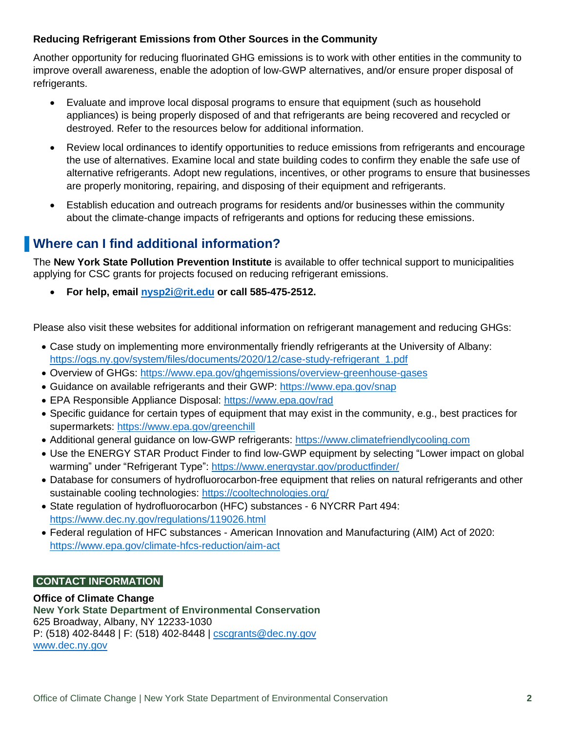**Reducing Refrigerant Emissions from Other Sources in the Community**

Another opportunity for reducing fluorinated GHG emissions is to work with other entities in the community to improve overall awareness, enable the adoption of low-GWP alternatives, and/or ensure proper disposal of refrigerants.

- Evaluate and improve local disposal programs to ensure that equipment (such as household appliances) is being properly disposed of and that refrigerants are being recovered and recycled or destroyed. Refer to the resources below for additional information.
- Review local ordinances to identify opportunities to reduce emissions from refrigerants and encourage the use of alternatives. Examine local and state building codes to confirm they enable the safe use of alternative refrigerants. Adopt new regulations, incentives, or other programs to ensure that businesses are properly monitoring, repairing, and disposing of their equipment and refrigerants.
- Establish education and outreach programs for residents and/or businesses within the community about the climate-change impacts of refrigerants and options for reducing these emissions.

## Where can I find additional information?

The **New York State Pollution Prevention Institute** is available to offer technical support to municipalities applying for CSC grants for projects focused on reducing refrigerant emissions.

- **For help, email [nysp2i@rit.edu](mailto:nysp2i@rit.edu) or call 585-475-2512.**

Please also visit these websites for additional information on refrigerant management and reducing GHGs:

- Case study on implementing more environmentally friendly refrigerants at the University of Albany: https://ogs.ny.gov/system/files/documents/2020/12/case-study-refrigerant_1.pdf
- Overview of GHGs: https://www.epa.gov/ghgemissions/overview-greenhouse-gases
- Guidance on available refrigerants and their GWP: https://www.epa.gov/snap
- EPA Responsible Appliance Disposal: https://www.epa.gov/rad
- Specific guidance for certain types of equipment that may exist in the community, e.g., best practices for supermarkets: https://www.epa.gov/greenchill
- Additional general guidance on low-GWP refrigerants: https://www.climatefriendlycooling.com
- Use the ENERGY STAR Product Finder to find low-GWP equipment by selecting "Lower impact on global warming" under "Refrigerant Type": https://www.energystar.gov/productfinder/
- Database for consumers of hydrofluorocarbon-free equipment that relies on natural refrigerants and other sustainable cooling technologies: https://cooltechnologies.org/
- State regulation of hydrofluorocarbon (HFC) substances - 6 NYCRR Part 494: https://www.dec.ny.gov/regulations/119026.html
- Federal regulation of HFC substances - American Innovation and Manufacturing (AIM) Act of 2020: https://www.epa.gov/climate-hfcs-reduction/aim-act

**CONTACT INFORMATION**

**Office of Climate Change**
**New York State Department of Environmental Conservation**
625 Broadway, Albany, NY 12233-1030
P: (518) 402-8448 | F: (518) 402-8448 | cscgrants@dec.ny.gov
www.dec.ny.gov